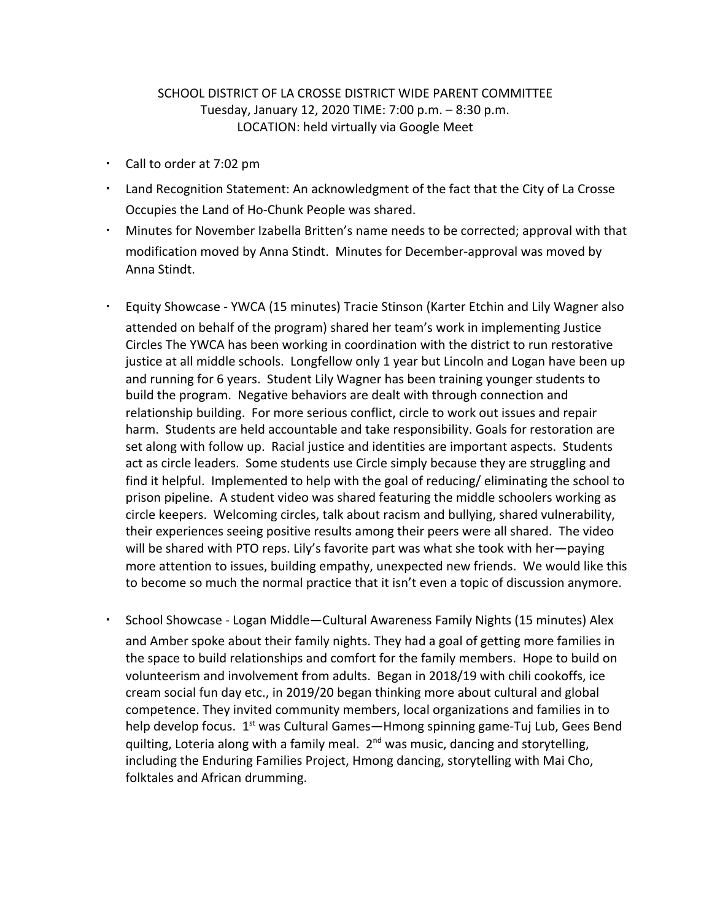SCHOOL DISTRICT OF LA CROSSE DISTRICT WIDE PARENT COMMITTEE
Tuesday, January 12, 2020 TIME: 7:00 p.m. – 8:30 p.m.
LOCATION: held virtually via Google Meet

- Call to order at 7:02 pm
- Land Recognition Statement: An acknowledgment of the fact that the City of La Crosse Occupies the Land of Ho-Chunk People was shared.
- Minutes for November Izabella Britten's name needs to be corrected; approval with that modification moved by Anna Stindt. Minutes for December-approval was moved by Anna Stindt.
- Equity Showcase - YWCA (15 minutes) Tracie Stinson (Karter Etchin and Lily Wagner also attended on behalf of the program) shared her team's work in implementing Justice Circles The YWCA has been working in coordination with the district to run restorative justice at all middle schools. Longfellow only 1 year but Lincoln and Logan have been up and running for 6 years. Student Lily Wagner has been training younger students to build the program. Negative behaviors are dealt with through connection and relationship building. For more serious conflict, circle to work out issues and repair harm. Students are held accountable and take responsibility. Goals for restoration are set along with follow up. Racial justice and identities are important aspects. Students act as circle leaders. Some students use Circle simply because they are struggling and find it helpful. Implemented to help with the goal of reducing/ eliminating the school to prison pipeline. A student video was shared featuring the middle schoolers working as circle keepers. Welcoming circles, talk about racism and bullying, shared vulnerability, their experiences seeing positive results among their peers were all shared. The video will be shared with PTO reps. Lily's favorite part was what she took with her—paying more attention to issues, building empathy, unexpected new friends. We would like this to become so much the normal practice that it isn't even a topic of discussion anymore.
- School Showcase - Logan Middle—Cultural Awareness Family Nights (15 minutes) Alex and Amber spoke about their family nights. They had a goal of getting more families in the space to build relationships and comfort for the family members. Hope to build on volunteerism and involvement from adults. Began in 2018/19 with chili cookoffs, ice cream social fun day etc., in 2019/20 began thinking more about cultural and global competence. They invited community members, local organizations and families in to help develop focus. 1st was Cultural Games—Hmong spinning game-Tuj Lub, Gees Bend quilting, Loteria along with a family meal. 2nd was music, dancing and storytelling, including the Enduring Families Project, Hmong dancing, storytelling with Mai Cho, folktales and African drumming.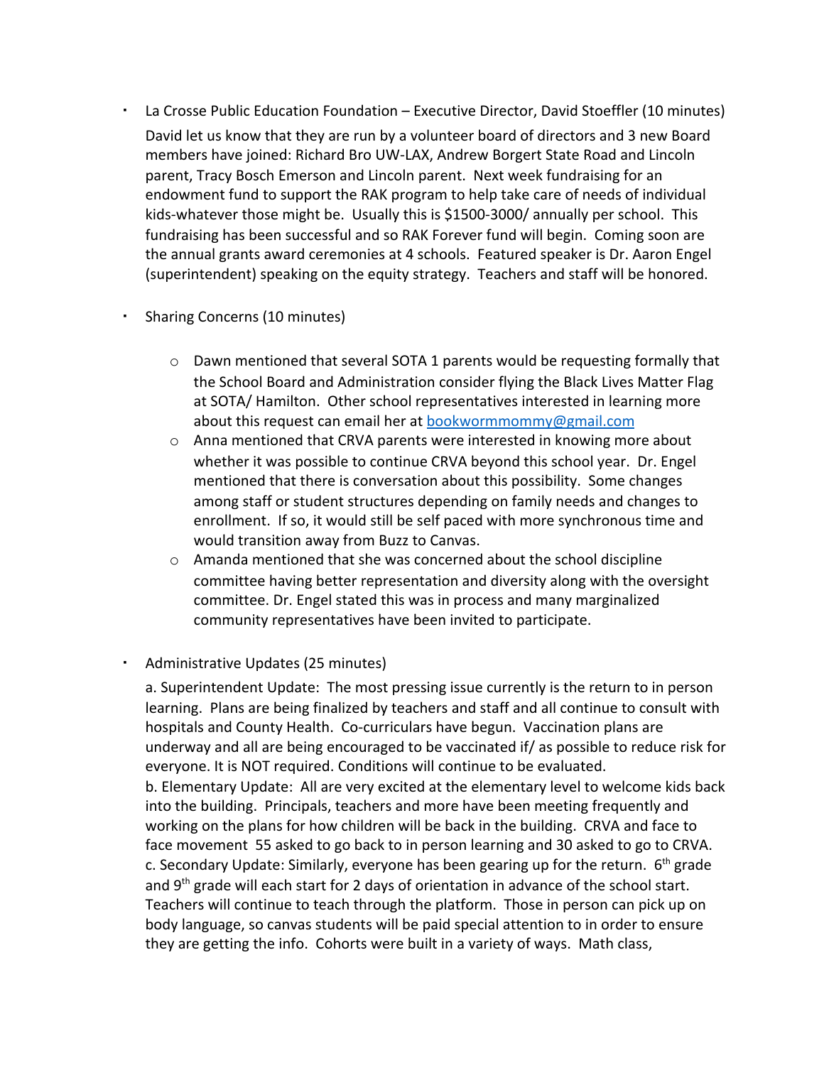- La Crosse Public Education Foundation – Executive Director, David Stoeffler (10 minutes)

  David let us know that they are run by a volunteer board of directors and 3 new Board members have joined: Richard Bro UW-LAX, Andrew Borgert State Road and Lincoln parent, Tracy Bosch Emerson and Lincoln parent. Next week fundraising for an endowment fund to support the RAK program to help take care of needs of individual kids-whatever those might be. Usually this is $1500-3000/ annually per school. This fundraising has been successful and so RAK Forever fund will begin. Coming soon are the annual grants award ceremonies at 4 schools. Featured speaker is Dr. Aaron Engel (superintendent) speaking on the equity strategy. Teachers and staff will be honored.

- Sharing Concerns (10 minutes)

  - Dawn mentioned that several SOTA 1 parents would be requesting formally that the School Board and Administration consider flying the Black Lives Matter Flag at SOTA/ Hamilton. Other school representatives interested in learning more about this request can email her at bookwormmommy@gmail.com
  - Anna mentioned that CRVA parents were interested in knowing more about whether it was possible to continue CRVA beyond this school year. Dr. Engel mentioned that there is conversation about this possibility. Some changes among staff or student structures depending on family needs and changes to enrollment. If so, it would still be self paced with more synchronous time and would transition away from Buzz to Canvas.
  - Amanda mentioned that she was concerned about the school discipline committee having better representation and diversity along with the oversight committee. Dr. Engel stated this was in process and many marginalized community representatives have been invited to participate.

- Administrative Updates (25 minutes)

  a. Superintendent Update: The most pressing issue currently is the return to in person learning. Plans are being finalized by teachers and staff and all continue to consult with hospitals and County Health. Co-curriculars have begun. Vaccination plans are underway and all are being encouraged to be vaccinated if/ as possible to reduce risk for everyone. It is NOT required. Conditions will continue to be evaluated.
  b. Elementary Update: All are very excited at the elementary level to welcome kids back into the building. Principals, teachers and more have been meeting frequently and working on the plans for how children will be back in the building. CRVA and face to face movement 55 asked to go back to in person learning and 30 asked to go to CRVA.
  c. Secondary Update: Similarly, everyone has been gearing up for the return. 6th grade and 9th grade will each start for 2 days of orientation in advance of the school start. Teachers will continue to teach through the platform. Those in person can pick up on body language, so canvas students will be paid special attention to in order to ensure they are getting the info. Cohorts were built in a variety of ways. Math class,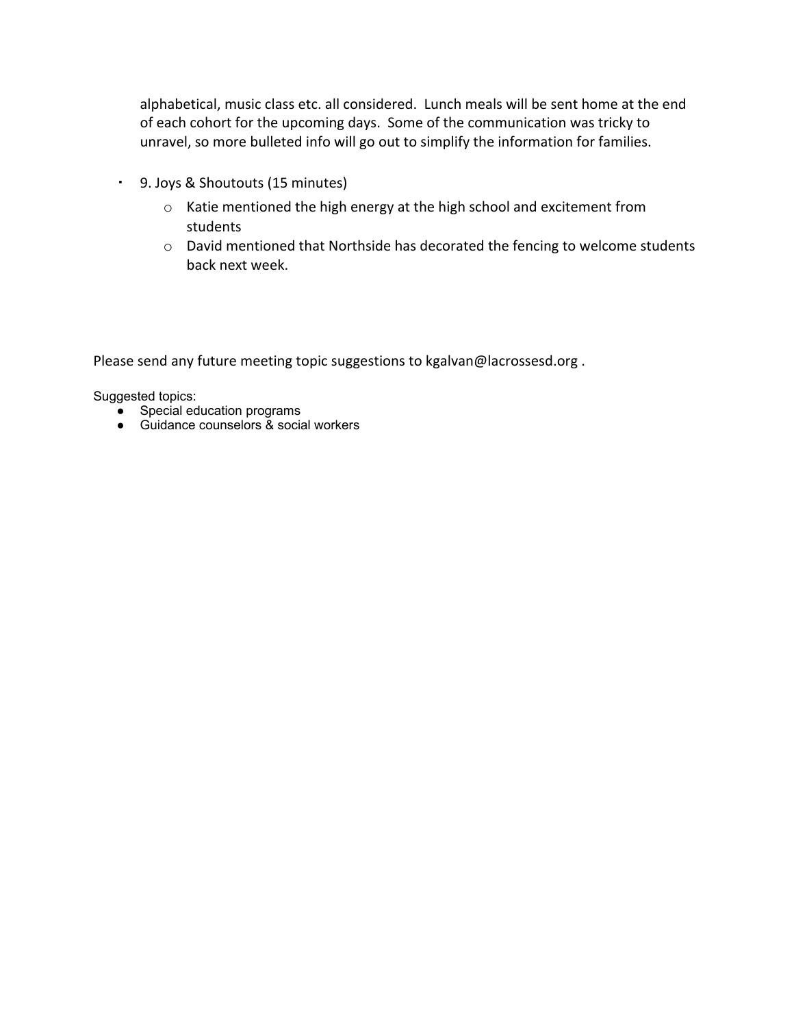alphabetical, music class etc. all considered. Lunch meals will be sent home at the end of each cohort for the upcoming days. Some of the communication was tricky to unravel, so more bulleted info will go out to simplify the information for families.

- 9. Joys & Shoutouts (15 minutes)
  - Katie mentioned the high energy at the high school and excitement from students
  - David mentioned that Northside has decorated the fencing to welcome students back next week.

Please send any future meeting topic suggestions to kgalvan@lacrossesd.org .

Suggested topics:

- Special education programs
- Guidance counselors & social workers